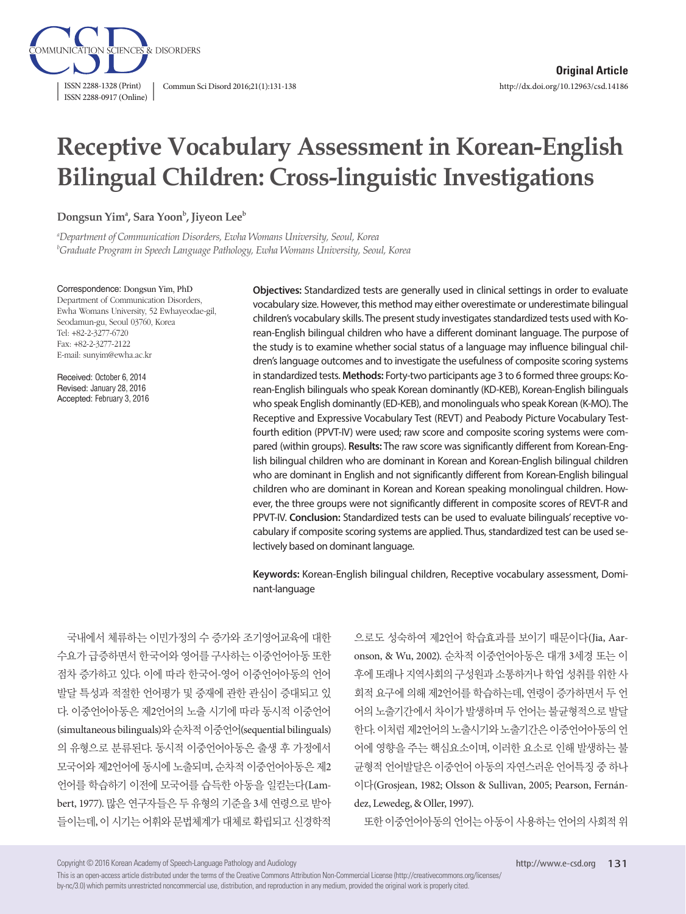Original Article

# Receptive Vocabulary Assessment in Korean-English Bilingual Children: Cross-linguistic Investigations

**Dongsun Yim[a], Sara Yoon[b], Jiyeon Lee[b]**

*[a]Department of Communication Disorders, Ewha Womans University, Seoul, Korea*
*[b]Graduate Program in Speech Language Pathology, Ewha Womans University, Seoul, Korea*

Correspondence: Dongsun Yim, PhD
Department of Communication Disorders, Ewha Womans University, 52 Ewhayeodae-gil, Seodamun-gu, Seoul 03760, Korea
Tel: +82-2-3277-6720
Fax: +82-2-3277-2122
E-mail: sunyim@ewha.ac.kr

Received: October 6, 2014
Revised: January 28, 2016
Accepted: February 3, 2016

**Objectives:** Standardized tests are generally used in clinical settings in order to evaluate vocabulary size. However, this method may either overestimate or underestimate bilingual children's vocabulary skills. The present study investigates standardized tests used with Korean-English bilingual children who have a different dominant language. The purpose of the study is to examine whether social status of a language may influence bilingual children's language outcomes and to investigate the usefulness of composite scoring systems in standardized tests. **Methods:** Forty-two participants age 3 to 6 formed three groups: Korean-English bilinguals who speak Korean dominantly (KD-KEB), Korean-English bilinguals who speak English dominantly (ED-KEB), and monolinguals who speak Korean (K-MO). The Receptive and Expressive Vocabulary Test (REVT) and Peabody Picture Vocabulary Test-fourth edition (PPVT-IV) were used; raw score and composite scoring systems were compared (within groups). **Results:** The raw score was significantly different from Korean-English bilingual children who are dominant in Korean and Korean-English bilingual children who are dominant in English and not significantly different from Korean-English bilingual children who are dominant in Korean and Korean speaking monolingual children. However, the three groups were not significantly different in composite scores of REVT-R and PPVT-IV. **Conclusion:** Standardized tests can be used to evaluate bilinguals' receptive vocabulary if composite scoring systems are applied. Thus, standardized test can be used selectively based on dominant language.

**Keywords:** Korean-English bilingual children, Receptive vocabulary assessment, Dominant-language

국내에서 체류하는 이민가정의 수 증가와 조기영어교육에 대한 수요가 급증하면서 한국어와 영어를 구사하는 이중언어아동 또한 점차 증가하고 있다. 이에 따라 한국어-영어 이중언어아동의 언어 발달 특성과 적절한 언어평가 및 중재에 관한 관심이 증대되고 있다. 이중언어아동은 제2언어의 노출 시기에 따라 동시적 이중언어(simultaneous bilinguals)와 순차적 이중언어(sequential bilinguals)의 유형으로 분류된다. 동시적 이중언어아동은 출생 후 가정에서 모국어와 제2언어에 동시에 노출되며, 순차적 이중언어아동은 제2언어를 학습하기 이전에 모국어를 습득한 아동을 일컫는다(Lambert, 1977). 많은 연구자들은 두 유형의 기준을 3세 연령으로 받아들이는데, 이 시기는 어휘와 문법체계가 대체로 확립되고 신경학적으로도 성숙하여 제2언어 학습효과를 보이기 때문이다(Jia, Aaronson, & Wu, 2002). 순차적 이중언어아동은 대개 3세경 또는 이후에 또래나 지역사회의 구성원과 소통하거나 학업 성취를 위한 사회적 요구에 의해 제2언어를 학습하는데, 연령이 증가하면서 두 언어의 노출기간에서 차이가 발생하며 두 언어는 불균형적으로 발달한다. 이처럼 제2언어의 노출시기와 노출기간은 이중언어아동의 언어에 영향을 주는 핵심요소이며, 이러한 요소로 인해 발생하는 불균형적 언어발달은 이중언어 아동의 자연스러운 언어특징 중 하나이다(Grosjean, 1982; Olsson & Sullivan, 2005; Pearson, Fernández, Lewedeg, & Oller, 1997).

또한 이중언어아동의 언어는 아동이 사용하는 언어의 사회적 위

Copyright © 2016 Korean Academy of Speech-Language Pathology and Audiology

This is an open-access article distributed under the terms of the Creative Commons Attribution Non-Commercial License (http://creativecommons.org/licenses/by-nc/3.0) which permits unrestricted noncommercial use, distribution, and reproduction in any medium, provided the original work is properly cited.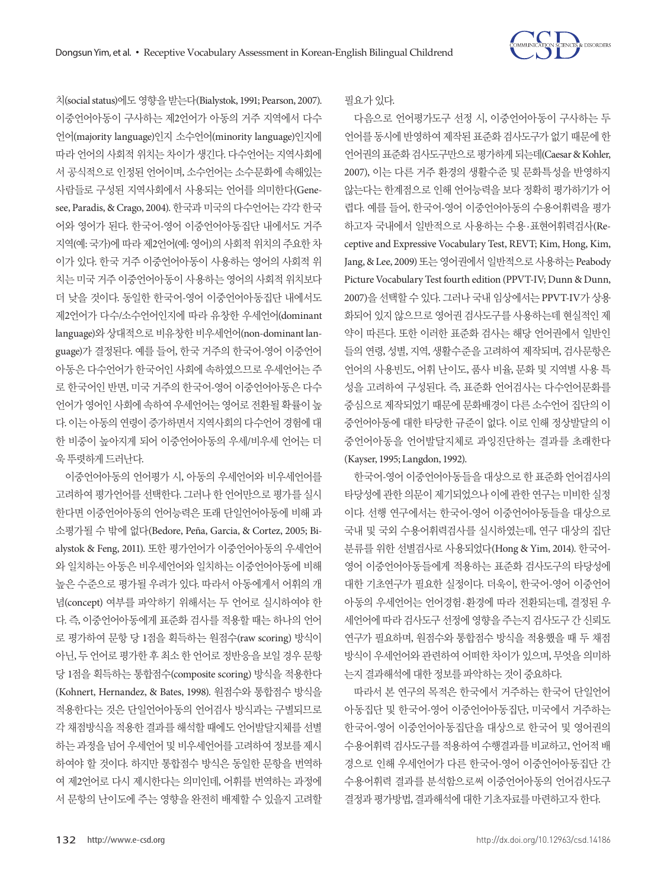치(social status)에도 영향을 받는다(Bialystok, 1991; Pearson, 2007). 이중언어아동이 구사하는 제2언어가 아동의 거주 지역에서 다수언어(majority language)인지 소수언어(minority language)인지에 따라 언어의 사회적 위치는 차이가 생긴다. 다수언어는 지역사회에서 공식적으로 인정된 언어이며, 소수언어는 소수문화에 속해있는 사람들로 구성된 지역사회에서 사용되는 언어를 의미한다(Genesee, Paradis, & Crago, 2004). 한국과 미국의 다수언어는 각각 한국어와 영어가 된다. 한국어-영어 이중언어아동집단 내에서도 거주지역(예: 국가)에 따라 제2언어(예: 영어)의 사회적 위치의 주요한 차이가 있다. 한국 거주 이중언어아동이 사용하는 영어의 사회적 위치는 미국 거주 이중언어아동이 사용하는 영어의 사회적 위치보다 더 낮을 것이다. 동일한 한국어-영어 이중언어아동집단 내에서도 제2언어가 다수/소수언어인지에 따라 유창한 우세언어(dominant language)와 상대적으로 비유창한 비우세언어(non-dominant language)가 결정된다. 예를 들어, 한국 거주의 한국어-영어 이중언어아동은 다수언어가 한국어인 사회에 속하였으므로 우세언어는 주로 한국어인 반면, 미국 거주의 한국어-영어 이중언어아동은 다수언어가 영어인 사회에 속하여 우세언어는 영어로 전환될 확률이 높다. 이는 아동의 연령이 증가하면서 지역사회의 다수언어 경험에 대한 비중이 높아지게 되어 이중언어아동의 우세/비우세 언어는 더욱 뚜렷하게 드러난다.

이중언어아동의 언어평가 시, 아동의 우세언어와 비우세언어를 고려하여 평가언어를 선택한다. 그러나 한 언어만으로 평가를 실시한다면 이중언어아동의 언어능력은 또래 단일언어아동에 비해 과소평가될 수 밖에 없다(Bedore, Peña, Garcia, & Cortez, 2005; Bialystok & Feng, 2011). 또한 평가언어가 이중언어아동의 우세언어와 일치하는 아동은 비우세언어와 일치하는 이중언어아동에 비해 높은 수준으로 평가될 우려가 있다. 따라서 아동에게서 어휘의 개념(concept) 여부를 파악하기 위해서는 두 언어로 실시하여야 한다. 즉, 이중언어아동에게 표준화 검사를 적용할 때는 하나의 언어로 평가하여 문항 당 1점을 획득하는 원점수(raw scoring) 방식이 아닌, 두 언어로 평가한 후 최소 한 언어로 정반응을 보일 경우 문항 당 1점을 획득하는 통합점수(composite scoring) 방식을 적용한다(Kohnert, Hernandez, & Bates, 1998). 원점수와 통합점수 방식을 적용한다는 것은 단일언어아동의 언어검사 방식과는 구별되므로 각 채점방식을 적용한 결과를 해석할 때에도 언어발달지체를 선별하는 과정을 넘어 우세언어 및 비우세언어를 고려하여 정보를 제시하여야 할 것이다. 하지만 통합점수 방식은 동일한 문항을 번역하여 제2언어로 다시 제시한다는 의미인데, 어휘를 번역하는 과정에서 문항의 난이도에 주는 영향을 완전히 배제할 수 있을지 고려할 필요가 있다.

다음으로 언어평가도구 선정 시, 이중언어아동이 구사하는 두 언어를 동시에 반영하여 제작된 표준화 검사도구가 없기 때문에 한 언어권의 표준화 검사도구만으로 평가하게 되는데(Caesar & Kohler, 2007), 이는 다른 거주 환경의 생활수준 및 문화특성을 반영하지 않는다는 한계점으로 인해 언어능력을 보다 정확히 평가하기가 어렵다. 예를 들어, 한국어-영어 이중언어아동의 수용어휘력을 평가하고자 국내에서 일반적으로 사용하는 수용·표현어휘력검사(Receptive and Expressive Vocabulary Test, REVT; Kim, Hong, Kim, Jang, & Lee, 2009) 또는 영어권에서 일반적으로 사용하는 Peabody Picture Vocabulary Test fourth edition (PPVT-IV; Dunn & Dunn, 2007)을 선택할 수 있다. 그러나 국내 임상에서는 PPVT-IV가 상용화되어 있지 않으므로 영어권 검사도구를 사용하는데 현실적인 제약이 따른다. 또한 이러한 표준화 검사는 해당 언어권에서 일반인들의 연령, 성별, 지역, 생활수준을 고려하여 제작되며, 검사문항은 언어의 사용빈도, 어휘 난이도, 품사 비율, 문화 및 지역별 사용 특성을 고려하여 구성된다. 즉, 표준화 언어검사는 다수언어문화를 중심으로 제작되었기 때문에 문화배경이 다른 소수언어 집단의 이중언어아동에 대한 타당한 규준이 없다. 이로 인해 정상발달의 이중언어아동을 언어발달지체로 과잉진단하는 결과를 초래한다(Kayser, 1995; Langdon, 1992).

한국어-영어 이중언어아동들을 대상으로 한 표준화 언어검사의 타당성에 관한 의문이 제기되었으나 이에 관한 연구는 미비한 실정이다. 선행 연구에서는 한국어-영어 이중언어아동들을 대상으로 국내 및 국외 수용어휘력검사를 실시하였는데, 연구 대상의 집단 분류를 위한 선별검사로 사용되었다(Hong & Yim, 2014). 한국어-영어 이중언어아동들에게 적용하는 표준화 검사도구의 타당성에 대한 기초연구가 필요한 실정이다. 더욱이, 한국어-영어 이중언어아동의 우세언어는 언어경험·환경에 따라 전환되는데, 결정된 우세언어에 따라 검사도구 선정에 영향을 주는지 검사도구 간 신뢰도 연구가 필요하며, 원점수와 통합점수 방식을 적용했을 때 두 채점방식이 우세언어와 관련하여 어떠한 차이가 있으며, 무엇을 의미하는지 결과해석에 대한 정보를 파악하는 것이 중요하다.

따라서 본 연구의 목적은 한국에서 거주하는 한국어 단일언어아동집단 및 한국어-영어 이중언어아동집단, 미국에서 거주하는 한국어-영어 이중언어아동집단을 대상으로 한국어 및 영어권의 수용어휘력 검사도구를 적용하여 수행결과를 비교하고, 언어적 배경으로 인해 우세언어가 다른 한국어-영어 이중언어아동집단 간 수용어휘력 결과를 분석함으로써 이중언어아동의 언어검사도구 결정과 평가방법, 결과해석에 대한 기초자료를 마련하고자 한다.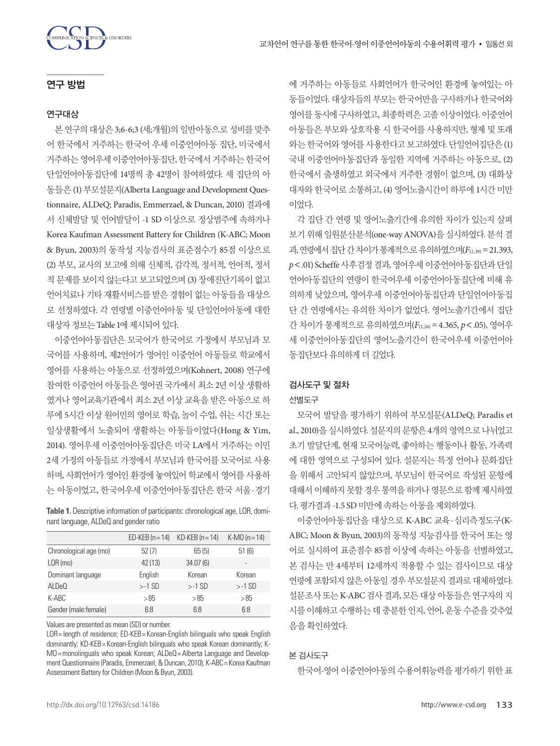## 연구 방법

### 연구대상

본 연구의 대상은 3;6-6;3 (세;개월)의 일반아동으로 성비를 맞추어 한국에서 거주하는 한국어 우세 이중언어아동 집단, 미국에서 거주하는 영어우세 이중언어아동집단, 한국에서 거주하는 한국어 단일언어아동집단에 14명씩 총 42명이 참여하였다. 세 집단의 아동들은 (1) 부모설문지(Alberta Language and Development Questionnaire, ALDeQ; Paradis, Emmerzael, & Duncan, 2010) 결과에서 신체발달 및 언어발달이 -1 SD 이상으로 정상범주에 속하거나 Korea Kaufman Assessment Battery for Children (K-ABC; Moon & Byun, 2003)의 동작성 지능검사의 표준점수가 85점 이상으로 (2) 부모, 교사의 보고에 의해 신체적, 감각적, 정서적, 언어적, 정서적 문제를 보이지 않는다고 보고되었으며 (3) 장애진단기록이 없고 언어치료나 기타 재활서비스를 받은 경험이 없는 아동들을 대상으로 선정하였다. 각 연령별 이중언어아동 및 단일언어아동에 대한 대상자 정보는 Table 1에 제시되어 있다.

이중언어아동집단은 모국어가 한국어로 가정에서 부모님과 모국어를 사용하며, 제2언어가 영어인 이중언어 아동들로 학교에서 영어를 사용하는 아동으로 선정하였으며(Kohnert, 2008) 연구에 참여한 이중언어 아동들은 영어권 국가에서 최소 2년 이상 생활하였거나 영어교육기관에서 최소 2년 이상 교육을 받은 아동으로 하루에 5시간 이상 원어민의 영어로 학습, 놀이 수업, 쉬는 시간 또는 일상생활에서 노출되어 생활하는 아동들이었다(Hong & Yim, 2014). 영어우세 이중언어아동집단은 미국 LA에서 거주하는 이민 2세 가정의 아동들로 가정에서 부모님과 한국어를 모국어로 사용하며, 사회언어가 영어인 환경에 놓여있어 학교에서 영어를 사용하는 아동이었고, 한국어우세 이중언어아동집단은 한국 서울·경기에 거주하는 아동들로 사회언어가 한국어인 환경에 놓여있는 아동들이었다. 대상자들의 부모는 한국어만을 구사하거나 한국어와 영어를 동시에 구사하였고, 최종학력은 고졸 이상이었다. 이중언어아동들은 부모와 상호작용 시 한국어를 사용하지만, 형제 및 또래와는 한국어와 영어를 사용한다고 보고하였다. 단일언어집단은 (1) 국내 이중언어아동집단과 동일한 지역에 거주하는 아동으로, (2) 한국에서 출생하였고 외국에서 거주한 경험이 없으며, (3) 대화상대자와 한국어로 소통하고, (4) 영어노출시간이 하루에 1시간 미만이었다.

**Table 1.** Descriptive information of participants: chronological age, LOR, dominant language, ALDeQ and gender ratio

| | ED-KEB (n=14) | KD-KEB (n=14) | K-MO (n=14) |
|---|---|---|---|
| Chronological age (mo) | 52 (7) | 65 (5) | 51 (6) |
| LOR (mo) | 42 (13) | 34.07 (6) | - |
| Dominant language | English | Korean | Korean |
| ALDeQ | >-1 SD | >-1 SD | >-1 SD |
| K-ABC | >85 | >85 | >85 |
| Gender (male:female) | 6:8 | 6:8 | 6:8 |

Values are presented as mean (SD) or number.
LOR=length of residence; ED-KEB=Korean-English bilinguals who speak English dominantly; KD-KEB=Korean-English bilinguals who speak Korean dominantly; K-MO=monolinguals who speak Korean; ALDeQ=Alberta Language and Development Questionnaire (Paradis, Emmerzael, & Duncan, 2010); K-ABC=Korea Kaufman Assessment Battery for Children (Moon & Byun, 2003).

각 집단 간 연령 및 영어노출기간에 유의한 차이가 있는지 살펴보기 위해 일원분산분석(one-way ANOVA)을 실시하였다. 분석 결과, 연령에서 집단 간 차이가 통계적으로 유의하였으며($F_{(2,39)}=21.393$, $p<.01$) Scheffe 사후검정 결과, 영어우세 이중언어아동집단과 단일언어아동집단의 연령이 한국어우세 이중언어아동집단에 비해 유의하게 낮았으며, 영어우세 이중언어아동집단과 단일언어아동집단 간 연령에서는 유의한 차이가 없었다. 영어노출기간에서 집단 간 차이가 통계적으로 유의하였으며($F_{(1,26)}=4.365$, $p<.05$), 영어우세 이중언어아동집단의 영어노출기간이 한국어우세 이중언어아동집단보다 유의하게 더 길었다.

### 검사도구 및 절차

#### 선별도구

모국어 발달을 평가하기 위하여 부모설문(ALDeQ; Paradis et al., 2010)을 실시하였다. 설문지의 문항은 4개의 영역으로 나뉘었고 초기 발달단계, 현재 모국어능력, 좋아하는 행동이나 활동, 가족력에 대한 영역으로 구성되어 있다. 설문지는 특정 언어나 문화집단을 위해서 고안되지 않았으며, 부모님이 한국어로 작성된 문항에 대해서 이해하지 못할 경우 통역을 하거나 영문으로 함께 제시하였다. 평가결과 -1.5 SD 미만에 속하는 아동을 제외하였다.

이중언어아동집단을 대상으로 K-ABC 교육·심리측정도구(K-ABC; Moon & Byun, 2003)의 동작성 지능검사를 한국어 또는 영어로 실시하여 표준점수 85점 이상에 속하는 아동을 선별하였고, 본 검사는 만 4세부터 12세까지 적용할 수 있는 검사이므로 대상 연령에 포함되지 않은 아동일 경우 부모설문지 결과로 대체하였다. 설문조사 또는 K-ABC 검사 결과, 모든 대상 아동들은 연구자의 지시를 이해하고 수행하는 데 충분한 인지, 언어, 운동 수준을 갖추었음을 확인하였다.

#### 본 검사도구

한국어-영어 이중언어아동의 수용어휘능력을 평가하기 위한 표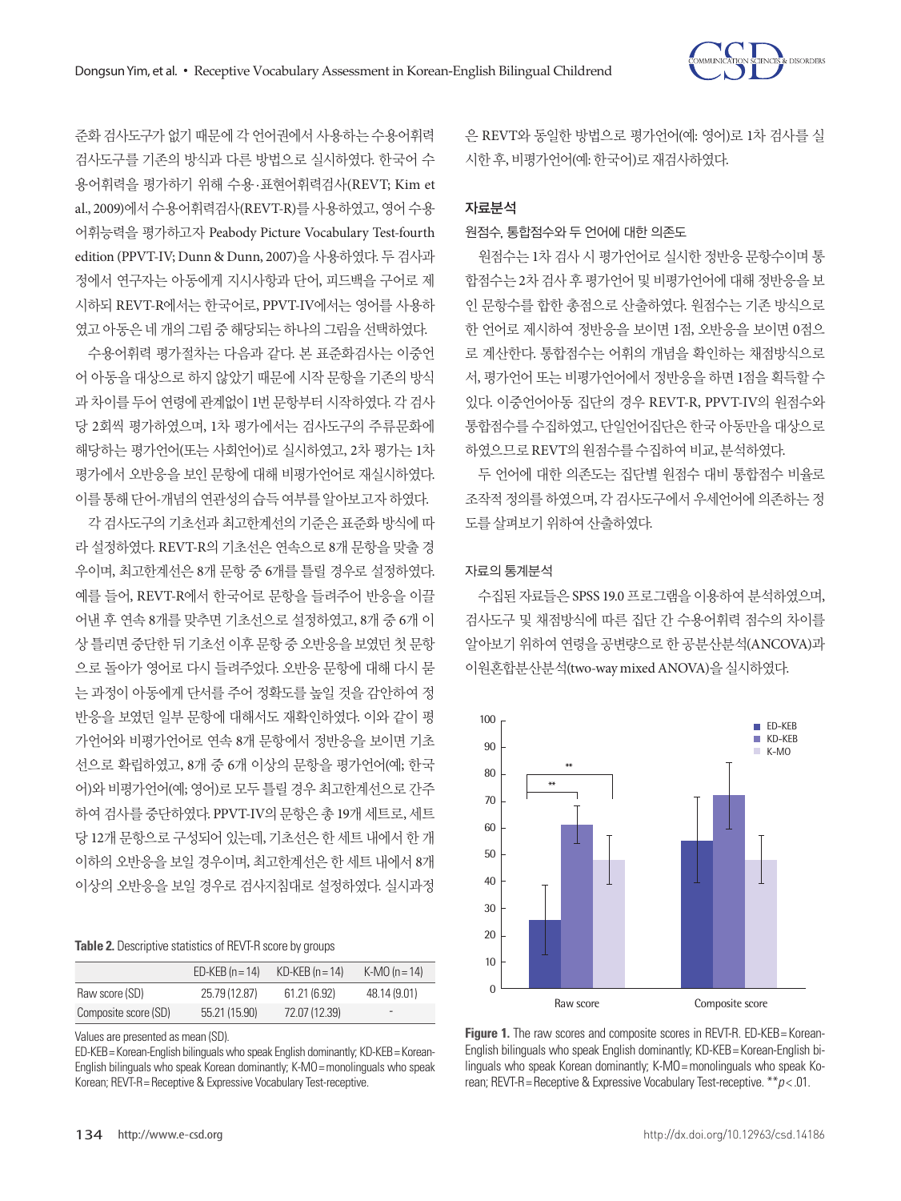준화 검사도구가 없기 때문에 각 언어권에서 사용하는 수용어휘력 검사도구를 기존의 방식과 다른 방법으로 실시하였다. 한국어 수용어휘력을 평가하기 위해 수용·표현어휘력검사(REVT; Kim et al., 2009)에서 수용어휘력검사(REVT-R)를 사용하였고, 영어 수용어휘능력을 평가하고자 Peabody Picture Vocabulary Test-fourth edition (PPVT-IV; Dunn & Dunn, 2007)을 사용하였다. 두 검사과정에서 연구자는 아동에게 지시사항과 단어, 피드백을 구어로 제시하되 REVT-R에서는 한국어로, PPVT-IV에서는 영어를 사용하였고 아동은 네 개의 그림 중 해당되는 하나의 그림을 선택하였다.

수용어휘력 평가절차는 다음과 같다. 본 표준화검사는 이중언어 아동을 대상으로 하지 않았기 때문에 시작 문항을 기존의 방식과 차이를 두어 연령에 관계없이 1번 문항부터 시작하였다. 각 검사당 2회씩 평가하였으며, 1차 평가에서는 검사도구의 주류문화에 해당하는 평가언어(또는 사회언어)로 실시하였고, 2차 평가는 1차 평가에서 오반응을 보인 문항에 대해 비평가언어로 재실시하였다. 이를 통해 단어-개념의 연관성의 습득 여부를 알아보고자 하였다.

각 검사도구의 기초선과 최고한계선의 기준은 표준화 방식에 따라 설정하였다. REVT-R의 기초선은 연속으로 8개 문항을 맞출 경우이며, 최고한계선은 8개 문항 중 6개를 틀릴 경우로 설정하였다. 예를 들어, REVT-R에서 한국어로 문항을 들려주어 반응을 이끌어낸 후 연속 8개를 맞추면 기초선으로 설정하였고, 8개 중 6개 이상 틀리면 중단한 뒤 기초선 이후 문항 중 오반응을 보였던 첫 문항으로 돌아가 영어로 다시 들려주었다. 오반응 문항에 대해 다시 묻는 과정이 아동에게 단서를 주어 정확도를 높일 것을 감안하여 정반응을 보였던 일부 문항에 대해서도 재확인하였다. 이와 같이 평가언어와 비평가언어로 연속 8개 문항에서 정반응을 보이면 기초선으로 확립하였고, 8개 중 6개 이상의 문항을 평가언어(예; 한국어)와 비평가언어(예; 영어)로 모두 틀릴 경우 최고한계선으로 간주하여 검사를 중단하였다. PPVT-IV의 문항은 총 19개 세트로, 세트당 12개 문항으로 구성되어 있는데, 기초선은 한 세트 내에서 한 개 이하의 오반응을 보일 경우이며, 최고한계선은 한 세트 내에서 8개 이상의 오반응을 보일 경우로 검사지침대로 설정하였다. 실시과정은 REVT와 동일한 방법으로 평가언어(예: 영어)로 1차 검사를 실시한 후, 비평가언어(예: 한국어)로 재검사하였다.

**Table 2.** Descriptive statistics of REVT-R score by groups

| | ED-KEB (n = 14) | KD-KEB (n = 14) | K-MO (n = 14) |
|---|---|---|---|
| Raw score (SD) | 25.79 (12.87) | 61.21 (6.92) | 48.14 (9.01) |
| Composite score (SD) | 55.21 (15.90) | 72.07 (12.39) | - |

Values are presented as mean (SD).
ED-KEB = Korean-English bilinguals who speak English dominantly; KD-KEB = Korean-English bilinguals who speak Korean dominantly; K-MO = monolinguals who speak Korean; REVT-R = Receptive & Expressive Vocabulary Test-receptive.

## 자료분석

### 원점수, 통합점수와 두 언어에 대한 의존도

원점수는 1차 검사 시 평가언어로 실시한 정반응 문항수이며 통합점수는 2차 검사 후 평가언어 및 비평가언어에 대해 정반응을 보인 문항수를 합한 총점으로 산출하였다. 원점수는 기존 방식으로 한 언어로 제시하여 정반응을 보이면 1점, 오반응을 보이면 0점으로 계산한다. 통합점수는 어휘의 개념을 확인하는 채점방식으로서, 평가언어 또는 비평가언어에서 정반응을 하면 1점을 획득할 수 있다. 이중언어아동 집단의 경우 REVT-R, PPVT-IV의 원점수와 통합점수를 수집하였고, 단일언어집단은 한국 아동만을 대상으로 하였으므로 REVT의 원점수를 수집하여 비교, 분석하였다.

두 언어에 대한 의존도는 집단별 원점수 대비 통합점수 비율로 조작적 정의를 하였으며, 각 검사도구에서 우세언어에 의존하는 정도를 살펴보기 위하여 산출하였다.

### 자료의 통계분석

수집된 자료들은 SPSS 19.0 프로그램을 이용하여 분석하였으며, 검사도구 및 채점방식에 따른 집단 간 수용어휘력 점수의 차이를 알아보기 위하여 연령을 공변량으로 한 공분산분석(ANCOVA)과 이원혼합분산분석(two-way mixed ANOVA)을 실시하였다.

**Figure 1.** The raw scores and composite scores in REVT-R. ED-KEB = Korean-English bilinguals who speak English dominantly; KD-KEB = Korean-English bilinguals who speak Korean dominantly; K-MO = monolinguals who speak Korean; REVT-R = Receptive & Expressive Vocabulary Test-receptive. $^{**}p < .01$.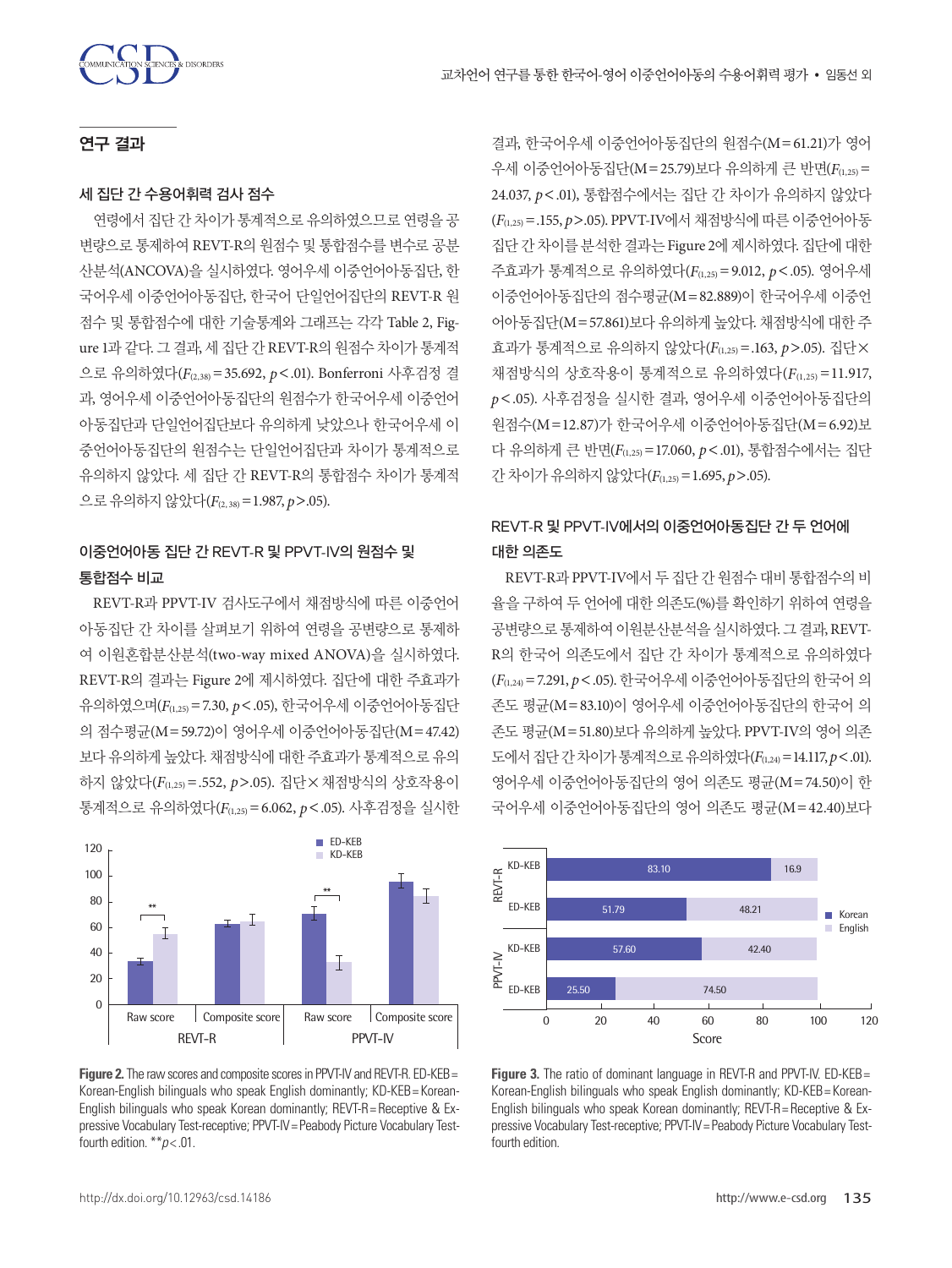## 연구 결과

### 세 집단 간 수용어휘력 검사 점수

연령에서 집단 간 차이가 통계적으로 유의하였으므로 연령을 공변량으로 통제하여 REVT-R의 원점수 및 통합점수를 변수로 공분산분석(ANCOVA)을 실시하였다. 영어우세 이중언어아동집단, 한국어우세 이중언어아동집단, 한국어 단일언어집단의 REVT-R 원점수 및 통합점수에 대한 기술통계와 그래프는 각각 Table 2, Figure 1과 같다. 그 결과, 세 집단 간 REVT-R의 원점수 차이가 통계적으로 유의하였다($F_{(2,38)}=35.692$, $p<.01$). Bonferroni 사후검정 결과, 영어우세 이중언어아동집단의 원점수가 한국어우세 이중언어아동집단과 단일언어집단보다 유의하게 낮았으나 한국어우세 이중언어아동집단의 원점수는 단일언어집단과 차이가 통계적으로 유의하지 않았다. 세 집단 간 REVT-R의 통합점수 차이가 통계적으로 유의하지 않았다($F_{(2,38)}=1.987$, $p>.05$).

### 이중언어아동 집단 간 REVT-R 및 PPVT-IV의 원점수 및 통합점수 비교

REVT-R과 PPVT-IV 검사도구에서 채점방식에 따른 이중언어아동집단 간 차이를 살펴보기 위하여 연령을 공변량으로 통제하여 이원혼합분산분석(two-way mixed ANOVA)을 실시하였다. REVT-R의 결과는 Figure 2에 제시하였다. 집단에 대한 주효과가 유의하였으며($F_{(1,25)}=7.30$, $p<.05$), 한국어우세 이중언어아동집단의 점수평균(M=59.72)이 영어우세 이중언어아동집단(M=47.42)보다 유의하게 높았다. 채점방식에 대한 주효과가 통계적으로 유의하지 않았다($F_{(1,25)}=.552$, $p>.05$). 집단×채점방식의 상호작용이 통계적으로 유의하였다($F_{(1,25)}=6.062$, $p<.05$). 사후검정을 실시한 결과, 한국어우세 이중언어아동집단의 원점수(M=61.21)가 영어우세 이중언어아동집단(M=25.79)보다 유의하게 큰 반면($F_{(1,25)}=24.037$, $p<.01$), 통합점수에서는 집단 간 차이가 유의하지 않았다($F_{(1,25)}=.155$, $p>.05$). PPVT-IV에서 채점방식에 따른 이중언어아동집단 간 차이를 분석한 결과는 Figure 2에 제시하였다. 집단에 대한 주효과가 통계적으로 유의하였다($F_{(1,25)}=9.012$, $p<.05$). 영어우세 이중언어아동집단의 점수평균(M=82.889)이 한국어우세 이중언어아동집단(M=57.861)보다 유의하게 높았다. 채점방식에 대한 주효과가 통계적으로 유의하지 않았다($F_{(1,25)}=.163$, $p>.05$). 집단×채점방식의 상호작용이 통계적으로 유의하였다($F_{(1,25)}=11.917$, $p<.05$). 사후검정을 실시한 결과, 영어우세 이중언어아동집단의 원점수(M=12.87)가 한국어우세 이중언어아동집단(M=6.92)보다 유의하게 큰 반면($F_{(1,25)}=17.060$, $p<.01$), 통합점수에서는 집단 간 차이가 유의하지 않았다($F_{(1,25)}=1.695$, $p>.05$).

### REVT-R 및 PPVT-IV에서의 이중언어아동집단 간 두 언어에 대한 의존도

REVT-R과 PPVT-IV에서 두 집단 간 원점수 대비 통합점수의 비율을 구하여 두 언어에 대한 의존도(%)를 확인하기 위하여 연령을 공변량으로 통제하여 이원분산분석을 실시하였다. 그 결과, REVT-R의 한국어 의존도에서 집단 간 차이가 통계적으로 유의하였다($F_{(1,24)}=7.291$, $p<.05$). 한국어우세 이중언어아동집단의 한국어 의존도 평균(M=83.10)이 영어우세 이중언어아동집단의 한국어 의존도 평균(M=51.80)보다 유의하게 높았다. PPVT-IV의 영어 의존도에서 집단 간 차이가 통계적으로 유의하였다($F_{(1,24)}=14.117$, $p<.01$). 영어우세 이중언어아동집단의 영어 의존도 평균(M=74.50)이 한국어우세 이중언어아동집단의 영어 의존도 평균(M=42.40)보다

**Figure 2.** The raw scores and composite scores in PPVT-IV and REVT-R. ED-KEB = Korean-English bilinguals who speak English dominantly; KD-KEB = Korean-English bilinguals who speak Korean dominantly; REVT-R = Receptive & Expressive Vocabulary Test-receptive; PPVT-IV = Peabody Picture Vocabulary Test-fourth edition. **$p<.01$.

**Figure 3.** The ratio of dominant language in REVT-R and PPVT-IV. ED-KEB = Korean-English bilinguals who speak English dominantly; KD-KEB = Korean-English bilinguals who speak Korean dominantly; REVT-R = Receptive & Expressive Vocabulary Test-receptive; PPVT-IV = Peabody Picture Vocabulary Test-fourth edition.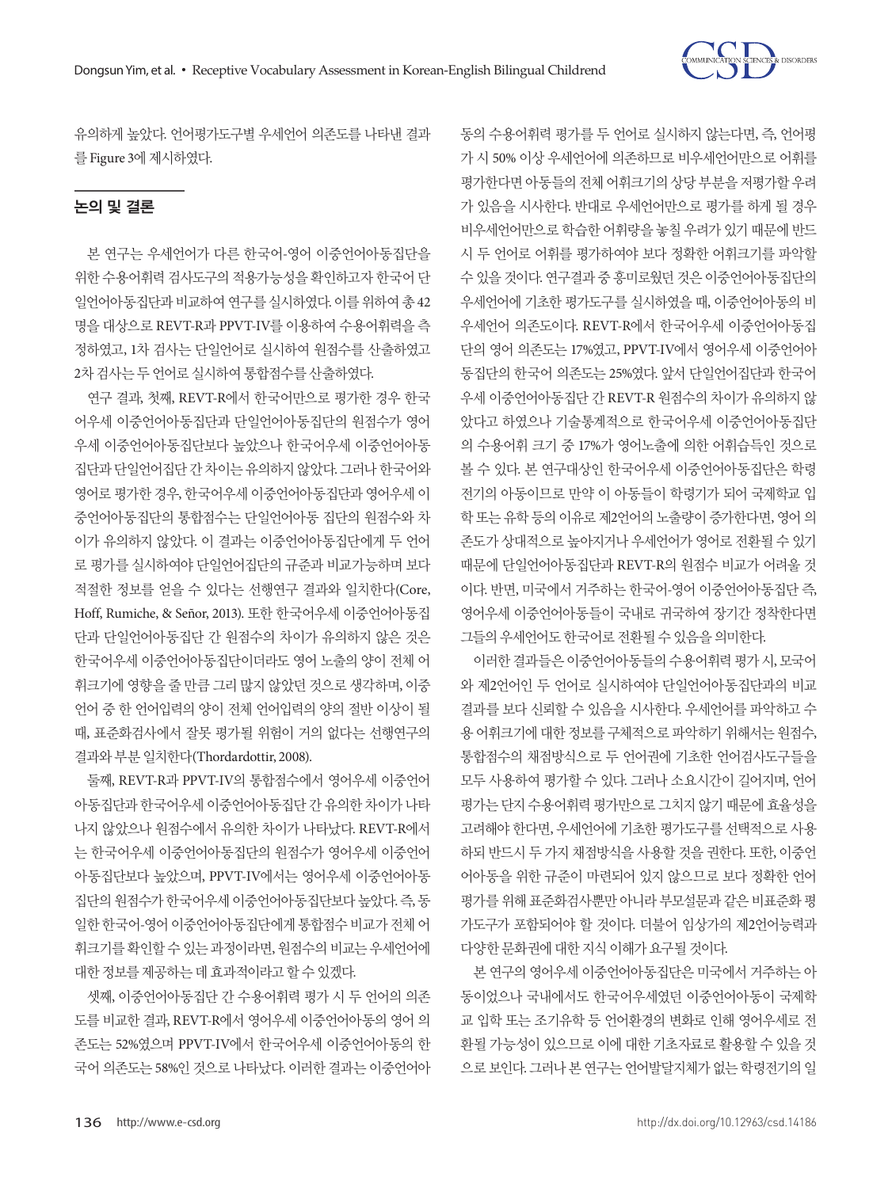유의하게 높았다. 언어평가도구별 우세언어 의존도를 나타낸 결과를 Figure 3에 제시하였다.

## 논의 및 결론

본 연구는 우세언어가 다른 한국어-영어 이중언어아동집단을 위한 수용어휘력 검사도구의 적용가능성을 확인하고자 한국어 단일언어아동집단과 비교하여 연구를 실시하였다. 이를 위하여 총 42명을 대상으로 REVT-R과 PPVT-IV를 이용하여 수용어휘력을 측정하였고, 1차 검사는 단일언어로 실시하여 원점수를 산출하였고 2차 검사는 두 언어로 실시하여 통합점수를 산출하였다.

연구 결과, 첫째, REVT-R에서 한국어만으로 평가한 경우 한국어우세 이중언어아동집단과 단일언어아동집단의 원점수가 영어우세 이중언어아동집단보다 높았으나 한국어우세 이중언어아동집단과 단일언어집단 간 차이는 유의하지 않았다. 그러나 한국어와 영어로 평가한 경우, 한국어우세 이중언어아동집단과 영어우세 이중언어아동집단의 통합점수는 단일언어아동 집단의 원점수와 차이가 유의하지 않았다. 이 결과는 이중언어아동집단에게 두 언어로 평가를 실시하여야 단일언어집단의 규준과 비교가능하며 보다 적절한 정보를 얻을 수 있다는 선행연구 결과와 일치한다(Core, Hoff, Rumiche, & Señor, 2013). 또한 한국어우세 이중언어아동집단과 단일언어아동집단 간 원점수의 차이가 유의하지 않은 것은 한국어우세 이중언어아동집단이더라도 영어 노출의 양이 전체 어휘크기에 영향을 줄 만큼 그리 많지 않았던 것으로 생각하며, 이중언어 중 한 언어입력의 양이 전체 언어입력의 양의 절반 이상이 될 때, 표준화검사에서 잘못 평가될 위험이 거의 없다는 선행연구의 결과와 부분 일치한다(Thordardottir, 2008).

둘째, REVT-R과 PPVT-IV의 통합점수에서 영어우세 이중언어아동집단과 한국어우세 이중언어아동집단 간 유의한 차이가 나타나지 않았으나 원점수에서 유의한 차이가 나타났다. REVT-R에서는 한국어우세 이중언어아동집단의 원점수가 영어우세 이중언어아동집단보다 높았으며, PPVT-IV에서는 영어우세 이중언어아동집단의 원점수가 한국어우세 이중언어아동집단보다 높았다. 즉, 동일한 한국어-영어 이중언어아동집단에게 통합점수 비교가 전체 어휘크기를 확인할 수 있는 과정이라면, 원점수의 비교는 우세언어에 대한 정보를 제공하는 데 효과적이라고 할 수 있겠다.

셋째, 이중언어아동집단 간 수용어휘력 평가 시 두 언어의 의존도를 비교한 결과, REVT-R에서 영어우세 이중언어아동의 영어 의존도는 52%였으며 PPVT-IV에서 한국어우세 이중언어아동의 한국어 의존도는 58%인 것으로 나타났다. 이러한 결과는 이중언어아동의 수용어휘력 평가를 두 언어로 실시하지 않는다면, 즉, 언어평가 시 50% 이상 우세언어에 의존하므로 비우세언어만으로 어휘를 평가한다면 아동들의 전체 어휘크기의 상당 부분을 저평가할 우려가 있음을 시사한다. 반대로 우세언어만으로 평가를 하게 될 경우 비우세언어만으로 학습한 어휘량을 놓칠 우려가 있기 때문에 반드시 두 언어로 어휘를 평가하여야 보다 정확한 어휘크기를 파악할 수 있을 것이다. 연구결과 중 흥미로웠던 것은 이중언어아동집단의 우세언어에 기초한 평가도구를 실시하였을 때, 이중언어아동의 비우세언어 의존도이다. REVT-R에서 한국어우세 이중언어아동집단의 영어 의존도는 17%였고, PPVT-IV에서 영어우세 이중언어아동집단의 한국어 의존도는 25%였다. 앞서 단일언어집단과 한국어우세 이중언어아동집단 간 REVT-R 원점수의 차이가 유의하지 않았다고 하였으나 기술통계적으로 한국어우세 이중언어아동집단의 수용어휘 크기 중 17%가 영어노출에 의한 어휘습득인 것으로 볼 수 있다. 본 연구대상인 한국어우세 이중언어아동집단은 학령전기의 아동이므로 만약 이 아동들이 학령기가 되어 국제학교 입학 또는 유학 등의 이유로 제2언어의 노출량이 증가한다면, 영어 의존도가 상대적으로 높아지거나 우세언어가 영어로 전환될 수 있기 때문에 단일언어아동집단과 REVT-R의 원점수 비교가 어려울 것이다. 반면, 미국에서 거주하는 한국어-영어 이중언어아동집단 즉, 영어우세 이중언어아동들이 국내로 귀국하여 장기간 정착한다면 그들의 우세언어도 한국어로 전환될 수 있음을 의미한다.

이러한 결과들은 이중언어아동들의 수용어휘력 평가 시, 모국어와 제2언어인 두 언어로 실시하여야 단일언어아동집단과의 비교 결과를 보다 신뢰할 수 있음을 시사한다. 우세언어를 파악하고 수용 어휘크기에 대한 정보를 구체적으로 파악하기 위해서는 원점수, 통합점수의 채점방식으로 두 언어권에 기초한 언어검사도구들을 모두 사용하여 평가할 수 있다. 그러나 소요시간이 길어지며, 언어평가는 단지 수용어휘력 평가만으로 그치지 않기 때문에 효율성을 고려해야 한다면, 우세언어에 기초한 평가도구를 선택적으로 사용하되 반드시 두 가지 채점방식을 사용할 것을 권한다. 또한, 이중언어아동을 위한 규준이 마련되어 있지 않으므로 보다 정확한 언어평가를 위해 표준화검사뿐만 아니라 부모설문과 같은 비표준화 평가도구가 포함되어야 할 것이다. 더불어 임상가의 제2언어능력과 다양한 문화권에 대한 지식 이해가 요구될 것이다.

본 연구의 영어우세 이중언어아동집단은 미국에서 거주하는 아동이었으나 국내에서도 한국어우세였던 이중언어아동이 국제학교 입학 또는 조기유학 등 언어환경의 변화로 인해 영어우세로 전환될 가능성이 있으므로 이에 대한 기초자료로 활용할 수 있을 것으로 보인다. 그러나 본 연구는 언어발달지체가 없는 학령전기의 일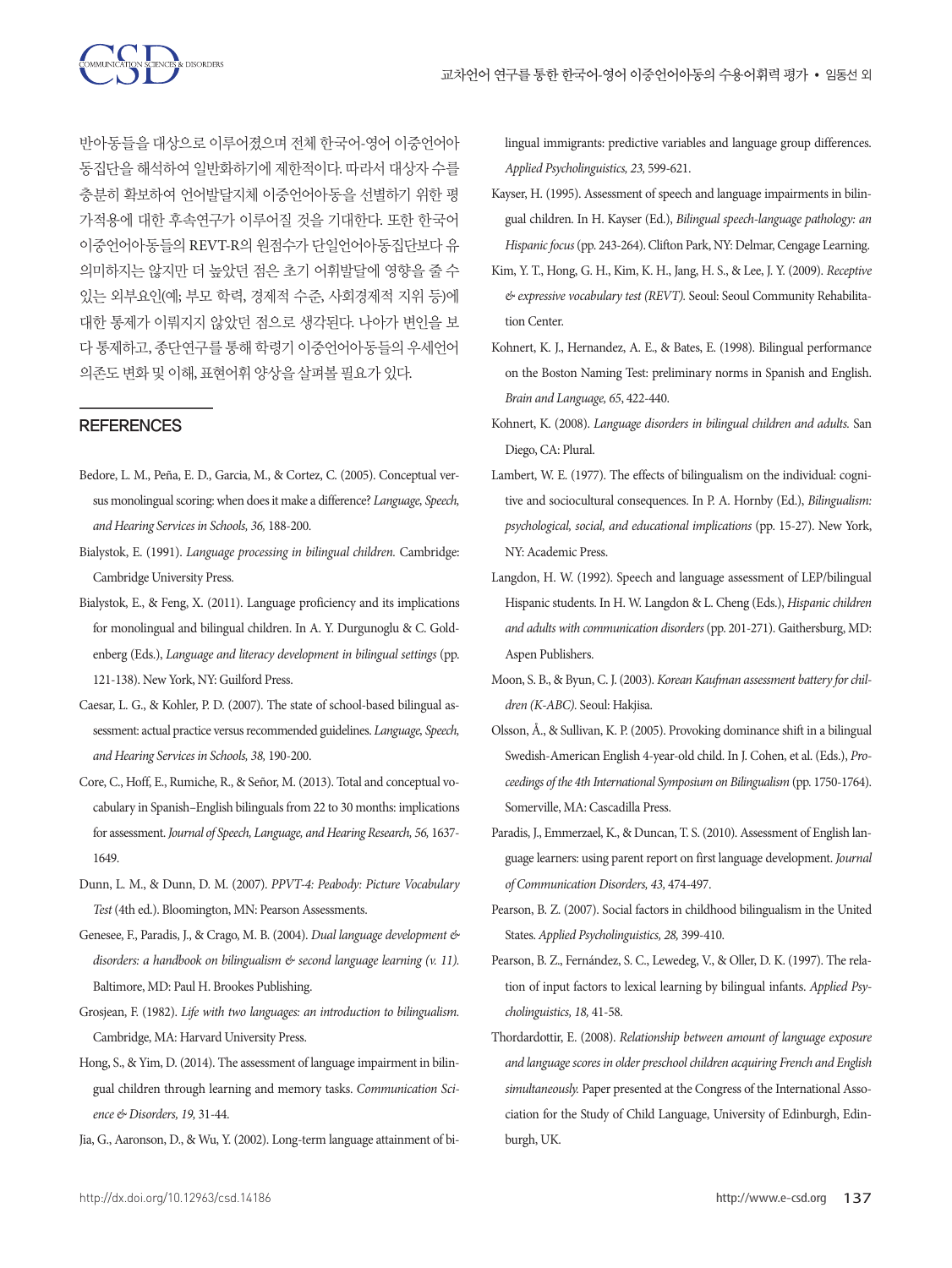반아동들을 대상으로 이루어졌으며 전체 한국어-영어 이중언어아동집단을 해석하여 일반화하기에 제한적이다. 따라서 대상자 수를 충분히 확보하여 언어발달지체 이중언어아동을 선별하기 위한 평가적용에 대한 후속연구가 이루어질 것을 기대한다. 또한 한국어 이중언어아동들의 REVT-R의 원점수가 단일언어아동집단보다 유의미하지는 않지만 더 높았던 점은 초기 어휘발달에 영향을 줄 수 있는 외부요인(예; 부모 학력, 경제적 수준, 사회경제적 지위 등)에 대한 통제가 이뤄지지 않았던 점으로 생각된다. 나아가 변인을 보다 통제하고, 종단연구를 통해 학령기 이중언어아동들의 우세언어 의존도 변화 및 이해, 표현어휘 양상을 살펴볼 필요가 있다.

## REFERENCES

Bedore, L. M., Peña, E. D., Garcia, M., & Cortez, C. (2005). Conceptual versus monolingual scoring: when does it make a difference? *Language, Speech, and Hearing Services in Schools, 36,* 188-200.

Bialystok, E. (1991). *Language processing in bilingual children.* Cambridge: Cambridge University Press.

Bialystok, E., & Feng, X. (2011). Language proficiency and its implications for monolingual and bilingual children. In A. Y. Durgunoglu & C. Goldenberg (Eds.), *Language and literacy development in bilingual settings* (pp. 121-138). New York, NY: Guilford Press.

Caesar, L. G., & Kohler, P. D. (2007). The state of school-based bilingual assessment: actual practice versus recommended guidelines. *Language, Speech, and Hearing Services in Schools, 38,* 190-200.

Core, C., Hoff, E., Rumiche, R., & Señor, M. (2013). Total and conceptual vocabulary in Spanish–English bilinguals from 22 to 30 months: implications for assessment. *Journal of Speech, Language, and Hearing Research, 56,* 1637-1649.

Dunn, L. M., & Dunn, D. M. (2007). *PPVT-4: Peabody: Picture Vocabulary Test* (4th ed.). Bloomington, MN: Pearson Assessments.

Genesee, F., Paradis, J., & Crago, M. B. (2004). *Dual language development & disorders: a handbook on bilingualism & second language learning (v. 11).* Baltimore, MD: Paul H. Brookes Publishing.

Grosjean, F. (1982). *Life with two languages: an introduction to bilingualism.* Cambridge, MA: Harvard University Press.

Hong, S., & Yim, D. (2014). The assessment of language impairment in bilingual children through learning and memory tasks. *Communication Science & Disorders, 19,* 31-44.

Jia, G., Aaronson, D., & Wu, Y. (2002). Long-term language attainment of bilingual immigrants: predictive variables and language group differences. *Applied Psycholinguistics, 23,* 599-621.

Kayser, H. (1995). Assessment of speech and language impairments in bilingual children. In H. Kayser (Ed.), *Bilingual speech-language pathology: an Hispanic focus* (pp. 243-264). Clifton Park, NY: Delmar, Cengage Learning.

Kim, Y. T., Hong, G. H., Kim, K. H., Jang, H. S., & Lee, J. Y. (2009). *Receptive & expressive vocabulary test (REVT).* Seoul: Seoul Community Rehabilitation Center.

Kohnert, K. J., Hernandez, A. E., & Bates, E. (1998). Bilingual performance on the Boston Naming Test: preliminary norms in Spanish and English. *Brain and Language, 65*, 422-440.

Kohnert, K. (2008). *Language disorders in bilingual children and adults.* San Diego, CA: Plural.

Lambert, W. E. (1977). The effects of bilingualism on the individual: cognitive and sociocultural consequences. In P. A. Hornby (Ed.), *Bilingualism: psychological, social, and educational implications* (pp. 15-27). New York, NY: Academic Press.

Langdon, H. W. (1992). Speech and language assessment of LEP/bilingual Hispanic students. In H. W. Langdon & L. Cheng (Eds.), *Hispanic children and adults with communication disorders* (pp. 201-271). Gaithersburg, MD: Aspen Publishers.

Moon, S. B., & Byun, C. J. (2003). *Korean Kaufman assessment battery for children (K-ABC).* Seoul: Hakjisa.

Olsson, Å., & Sullivan, K. P. (2005). Provoking dominance shift in a bilingual Swedish-American English 4-year-old child. In J. Cohen, et al. (Eds.), *Proceedings of the 4th International Symposium on Bilingualism* (pp. 1750-1764). Somerville, MA: Cascadilla Press.

Paradis, J., Emmerzael, K., & Duncan, T. S. (2010). Assessment of English language learners: using parent report on first language development. *Journal of Communication Disorders, 43*, 474-497.

Pearson, B. Z. (2007). Social factors in childhood bilingualism in the United States. *Applied Psycholinguistics, 28,* 399-410.

Pearson, B. Z., Fernández, S. C., Lewedeg, V., & Oller, D. K. (1997). The relation of input factors to lexical learning by bilingual infants. *Applied Psycholinguistics, 18,* 41-58.

Thordardottir, E. (2008). *Relationship between amount of language exposure and language scores in older preschool children acquiring French and English simultaneously.* Paper presented at the Congress of the International Association for the Study of Child Language, University of Edinburgh, Edinburgh, UK.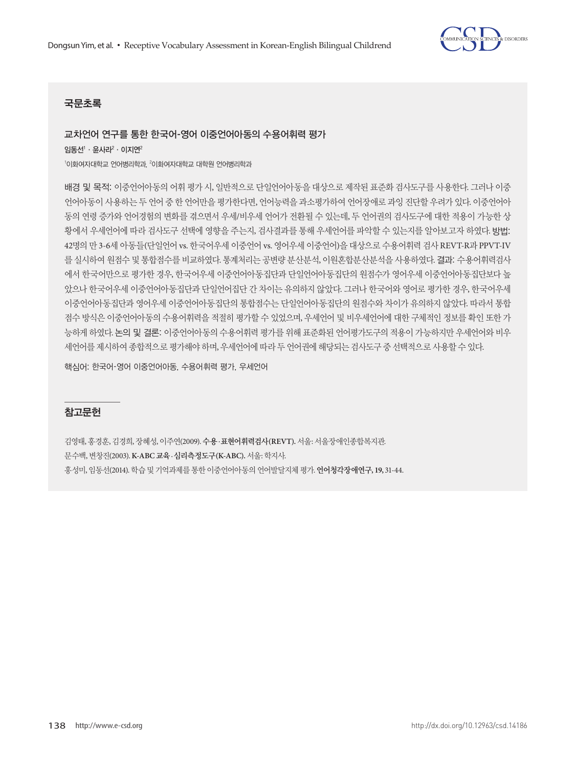## 국문초록

### 교차언어 연구를 통한 한국어-영어 이중언어아동의 수용어휘력 평가

**임동선[1] · 윤사라[2] · 이지연[2]**

[1]이화여자대학교 언어병리학과, [2]이화여자대학교 대학원 언어병리학과

**배경 및 목적:** 이중언어아동의 어휘 평가 시, 일반적으로 단일언어아동을 대상으로 제작된 표준화 검사도구를 사용한다. 그러나 이중언어아동이 사용하는 두 언어 중 한 언어만을 평가한다면, 언어능력을 과소평가하여 언어장애로 과잉 진단할 우려가 있다. 이중언어아동의 연령 증가와 언어경험의 변화를 겪으면서 우세/비우세 언어가 전환될 수 있는데, 두 언어권의 검사도구에 대한 적용이 가능한 상황에서 우세언어에 따라 검사도구 선택에 영향을 주는지, 검사결과를 통해 우세언어를 파악할 수 있는지를 알아보고자 하였다. **방법:** 42명의 만 3-6세 아동들(단일언어 vs. 한국어우세 이중언어 vs. 영어우세 이중언어)을 대상으로 수용어휘력 검사 REVT-R과 PPVT-IV를 실시하여 원점수 및 통합점수를 비교하였다. 통계처리는 공변량 분산분석, 이원혼합분산분석을 사용하였다. **결과:** 수용어휘력검사에서 한국어만으로 평가한 경우, 한국어우세 이중언어아동집단과 단일언어아동집단의 원점수가 영어우세 이중언어아동집단보다 높았으나 한국어우세 이중언어아동집단과 단일언어집단 간 차이는 유의하지 않았다. 그러나 한국어와 영어로 평가한 경우, 한국어우세 이중언어아동집단과 영어우세 이중언어아동집단의 통합점수는 단일언어아동집단의 원점수와 차이가 유의하지 않았다. 따라서 통합점수 방식은 이중언어아동의 수용어휘력을 적절히 평가할 수 있었으며, 우세언어 및 비우세언어에 대한 구체적인 정보를 확인 또한 가능하게 하였다. **논의 및 결론:** 이중언어아동의 수용어휘력 평가를 위해 표준화된 언어평가도구의 적용이 가능하지만 우세언어와 비우세언어를 제시하여 종합적으로 평가해야 하며, 우세언어에 따라 두 언어권에 해당되는 검사도구 중 선택적으로 사용할 수 있다.

핵심어: 한국어-영어 이중언어아동, 수용어휘력 평가, 우세언어

## 참고문헌

김영태, 홍경훈, 김경희, 장혜성, 이주연(2009). **수용·표현어휘력검사(REVT)**. 서울: 서울장애인종합복지관.

문수백, 변창진(2003). **K-ABC 교육·심리측정도구(K-ABC)**. 서울: 학지사.

홍성미, 임동선(2014). 학습 및 기억과제를 통한 이중언어아동의 언어발달지체 평가. **언어청각장애연구, 19,** 31-44.